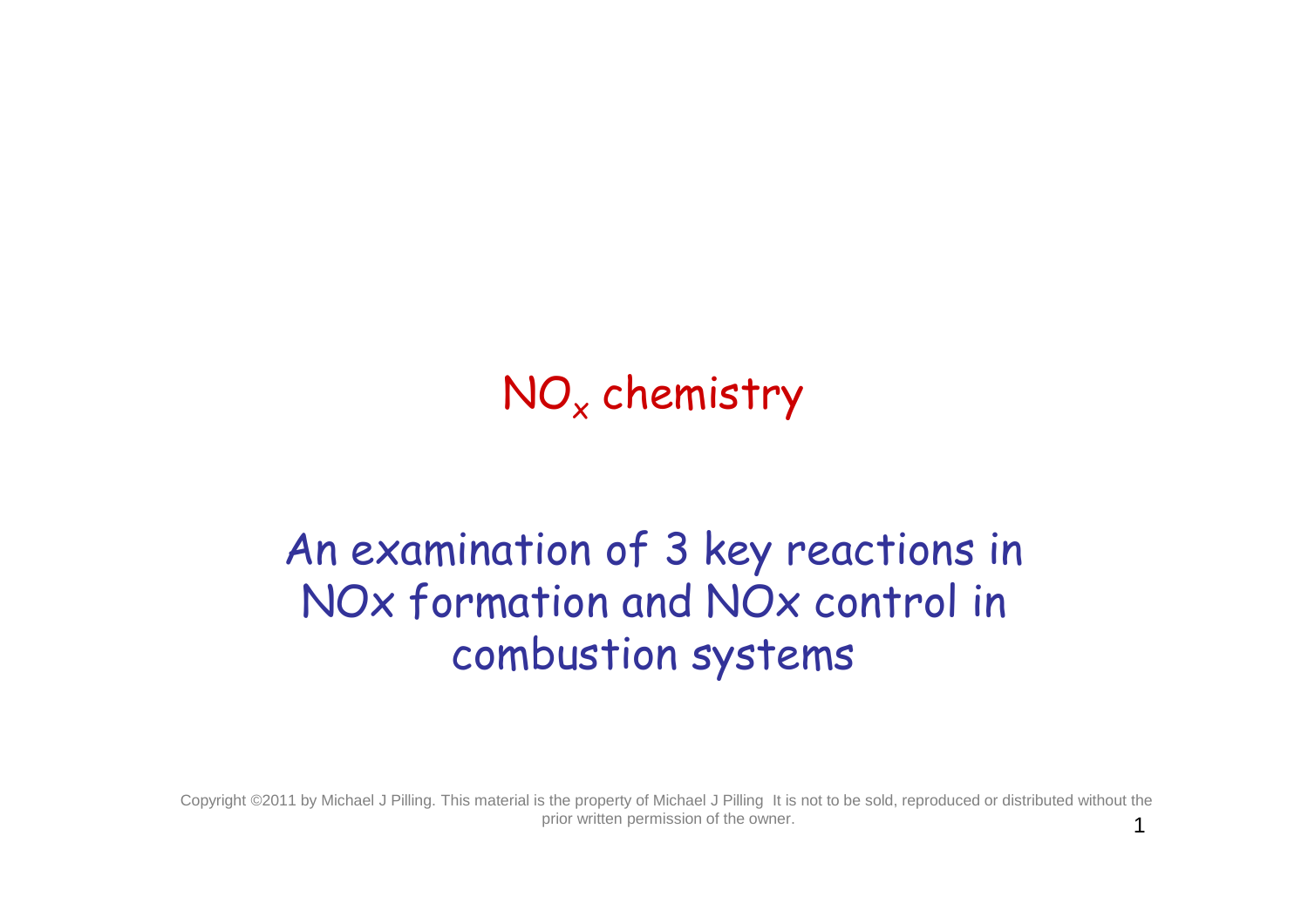# $NO_x$ chemistry

## An examination of 3 key reactions in NOx formation and NOx control in combustion systems

Copyright ©2011 by Michael J Pilling. This material is the property of Michael J Pilling It is not to be sold, reproduced or distributed without the prior written permission of the owner.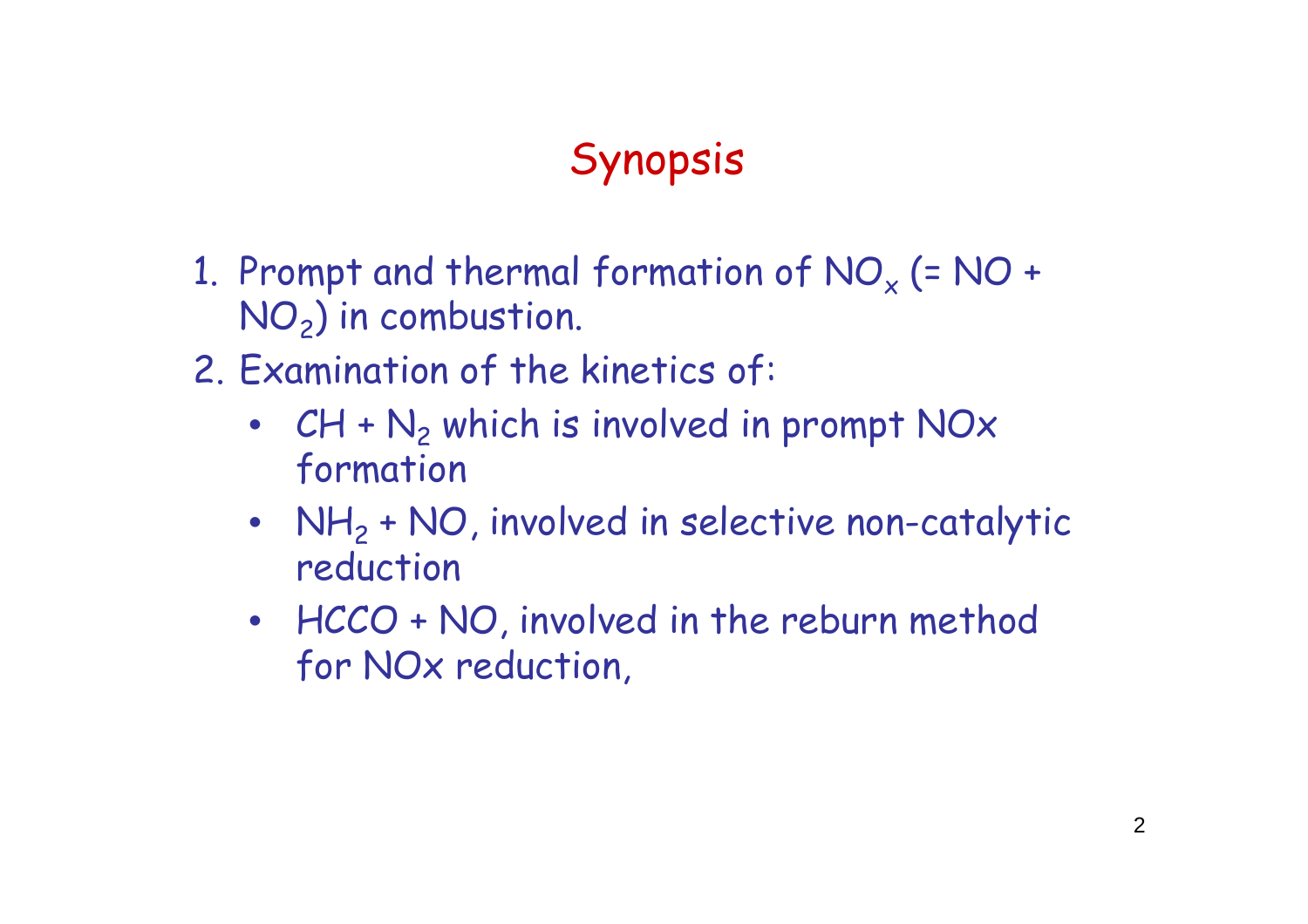# Synopsis

1. Prompt and thermal formation of $NO_x$ (= NO + $NO_2$) in combustion.
2. Examination of the kinetics of:
   - CH + $N_2$ which is involved in prompt NOx formation
   - $NH_2$ + NO, involved in selective non-catalytic reduction
   - HCCO + NO, involved in the reburn method for NOx reduction,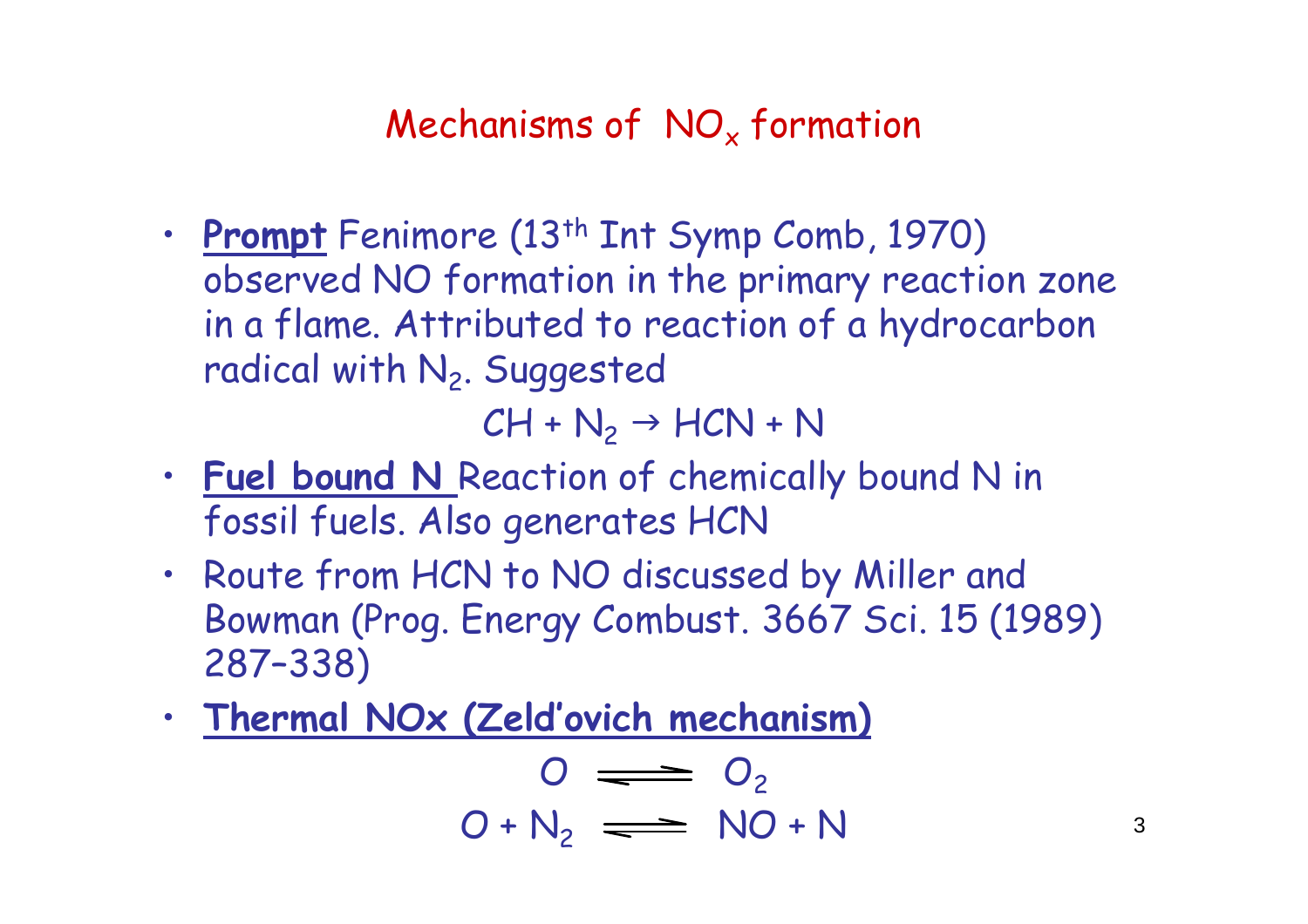# Mechanisms of $NO_x$ formation

- **Prompt** Fenimore (13th Int Symp Comb, 1970) observed NO formation in the primary reaction zone in a flame. Attributed to reaction of a hydrocarbon radical with $N_2$. Suggested

$$CH + N_2 \rightarrow HCN + N$$

- **Fuel bound N** Reaction of chemically bound N in fossil fuels. Also generates HCN
- Route from HCN to NO discussed by Miller and Bowman (Prog. Energy Combust. 3667 Sci. 15 (1989) 287–338)
- **Thermal NOx (Zeld'ovich mechanism)**

$$O \rightleftharpoons O_2$$

$$O + N_2 \rightleftharpoons NO + N$$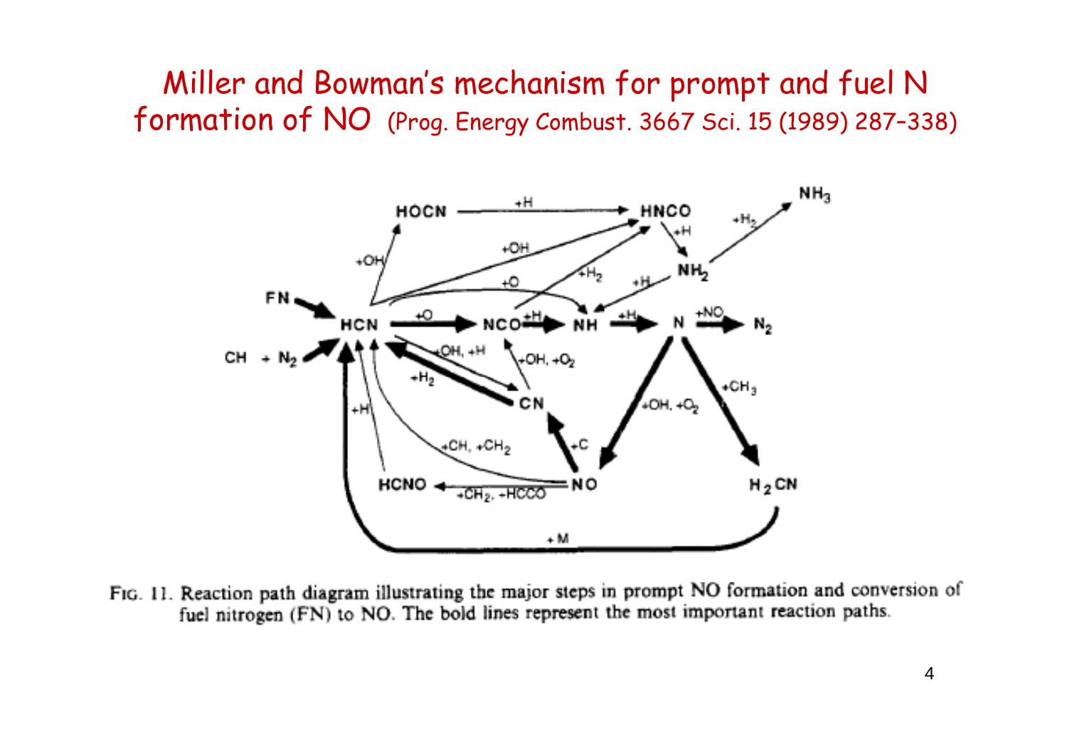# Miller and Bowman's mechanism for prompt and fuel N formation of NO (Prog. Energy Combust. 3667 Sci. 15 (1989) 287–338)

FIG. 11. Reaction path diagram illustrating the major steps in prompt NO formation and conversion of fuel nitrogen (FN) to NO. The bold lines represent the most important reaction paths.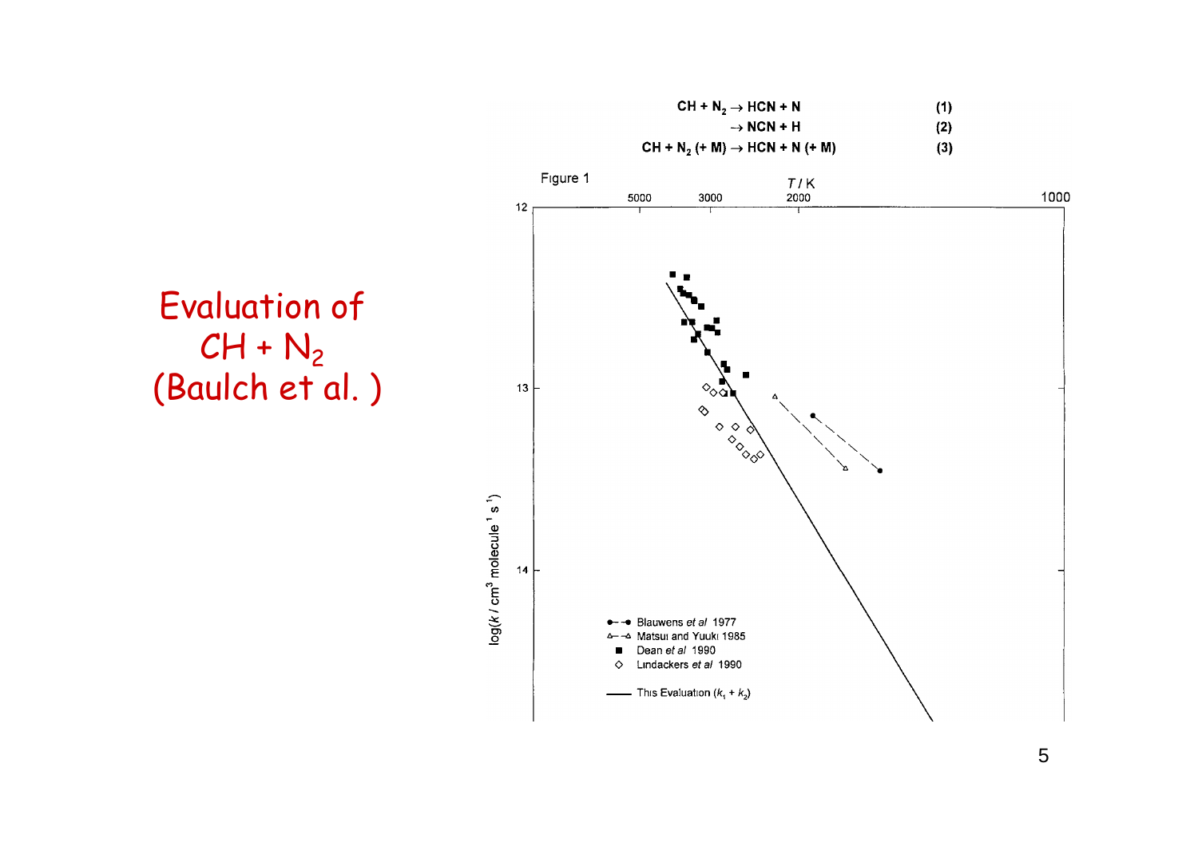# Evaluation of $CH + N_2$ (Baulch et al. )

$CH + N_2 \rightarrow HCN + N$ (1)

$\rightarrow NCN + H$ (2)

$CH + N_2 (+ M) \rightarrow HCN + N (+ M)$ (3)

Figure 1

$T$ / K: 5000, 3000, 2000, 1000

$\log(k / \text{cm}^3 \text{ molecule}^{-1} \text{ s}^{-1})$: 12, 13, 14

- Blauwens *et al* 1977
- Matsui and Yuuki 1985
- Dean *et al* 1990
- Lindackers *et al* 1990
- This Evaluation ($k_1 + k_2$)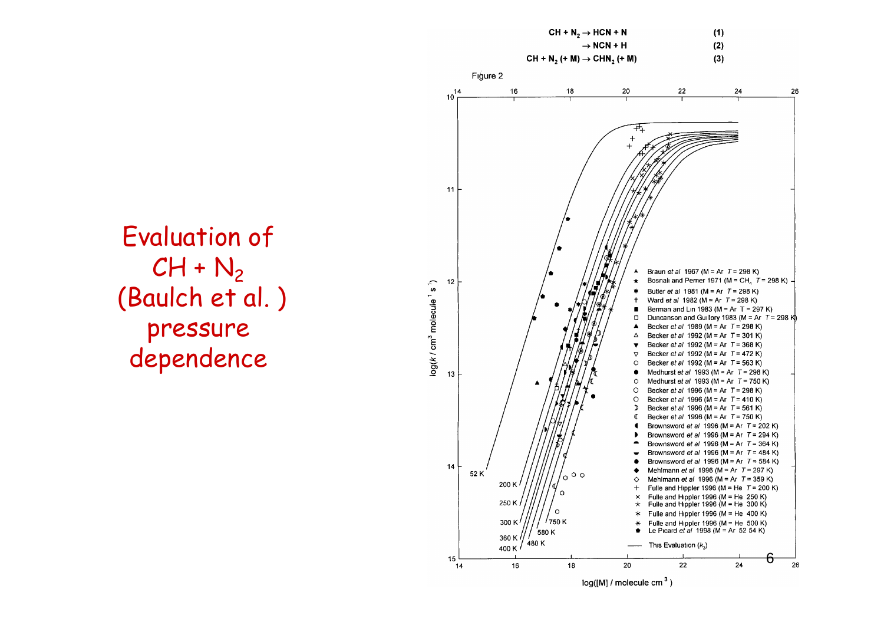# Evaluation of $CH + N_2$ (Baulch et al.) pressure dependence

$$CH + N_2 \rightarrow HCN + N \quad (1)$$

$$\rightarrow NCN + H \quad (2)$$

$$CH + N_2 (+ M) \rightarrow CHN_2 (+ M) \quad (3)$$

Figure 2

Axes: $\log(k / cm^3 \, molecule^{-1} \, s^{-1})$ vs. $\log([M] / molecule \, cm^{-3})$

Curves: 52 K, 200 K, 250 K, 300 K, 360 K, 400 K, 480 K, 580 K, 750 K

Legend:

- Braun *et al* 1967 (M = Ar $T$ = 298 K)
- Bosnali and Perner 1971 (M = $CH_4$ $T$ = 298 K)
- Butler *et al* 1981 (M = Ar $T$ = 298 K)
- Ward *et al* 1982 (M = Ar $T$ = 298 K)
- Berman and Lin 1983 (M = Ar $T$ = 297 K)
- Duncanson and Guillory 1983 (M = Ar $T$ = 298 K)
- Becker *et al* 1989 (M = Ar $T$ = 298 K)
- Becker *et al* 1992 (M = Ar $T$ = 301 K)
- Becker *et al* 1992 (M = Ar $T$ = 368 K)
- Becker *et al* 1992 (M = Ar $T$ = 472 K)
- Becker *et al* 1992 (M = Ar $T$ = 563 K)
- Medhurst *et al* 1993 (M = Ar $T$ = 298 K)
- Medhurst *et al* 1993 (M = Ar $T$ = 750 K)
- Becker *et al* 1996 (M = Ar $T$ = 298 K)
- Becker *et al* 1996 (M = Ar $T$ = 410 K)
- Becker *et al* 1996 (M = Ar $T$ = 561 K)
- Becker *et al* 1996 (M = Ar $T$ = 750 K)
- Brownsword *et al* 1996 (M = Ar $T$ = 202 K)
- Brownsword *et al* 1996 (M = Ar $T$ = 294 K)
- Brownsword *et al* 1996 (M = Ar $T$ = 364 K)
- Brownsword *et al* 1996 (M = Ar $T$ = 484 K)
- Brownsword *et al* 1996 (M = Ar $T$ = 584 K)
- Mehlmann *et al* 1996 (M = Ar $T$ = 297 K)
- Mehlmann *et al* 1996 (M = Ar $T$ = 359 K)
- Fulle and Hippler 1996 (M = He $T$ = 200 K)
- Fulle and Hippler 1996 (M = He 250 K)
- Fulle and Hippler 1996 (M = He 300 K)
- Fulle and Hippler 1996 (M = He 400 K)
- Fulle and Hippler 1996 (M = He 500 K)
- Le Picard *et al* 1998 (M = Ar 52 54 K)
- This Evaluation ($k_3$)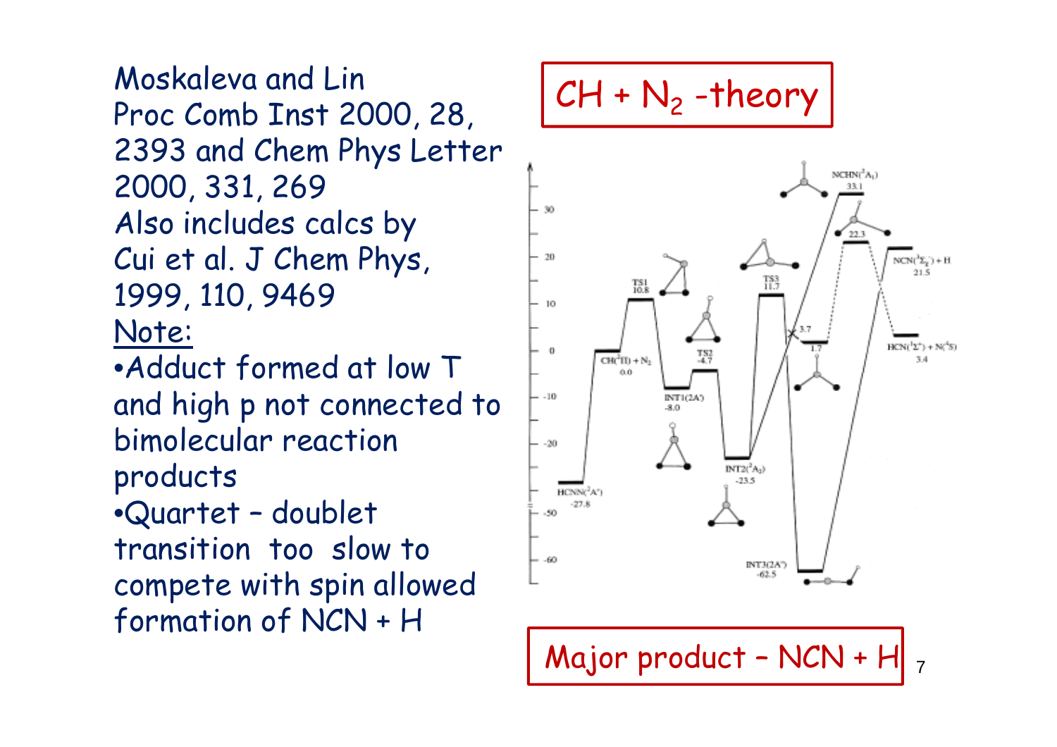## $CH + N_2$ -theory

Moskaleva and Lin Proc Comb Inst 2000, 28, 2393 and Chem Phys Letter 2000, 331, 269

Also includes calcs by Cui et al. J Chem Phys, 1999, 110, 9469

Note:

- Adduct formed at low T and high p not connected to bimolecular reaction products
- Quartet – doublet transition too slow to compete with spin allowed formation of NCN + H

**Major product – NCN + H**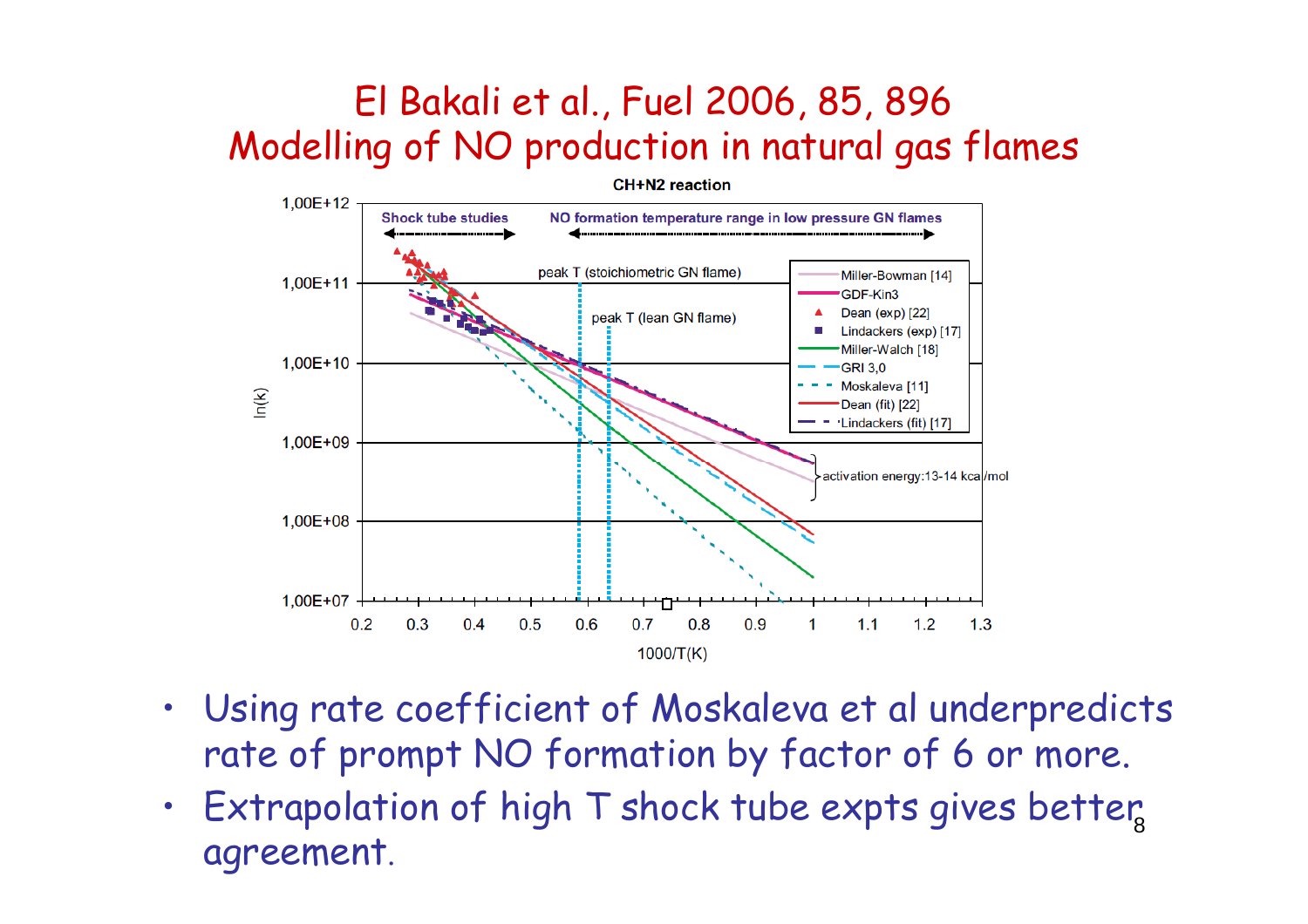# El Bakali et al., Fuel 2006, 85, 896
## Modelling of NO production in natural gas flames

- Using rate coefficient of Moskaleva et al underpredicts rate of prompt NO formation by factor of 6 or more.
- Extrapolation of high T shock tube expts gives better agreement.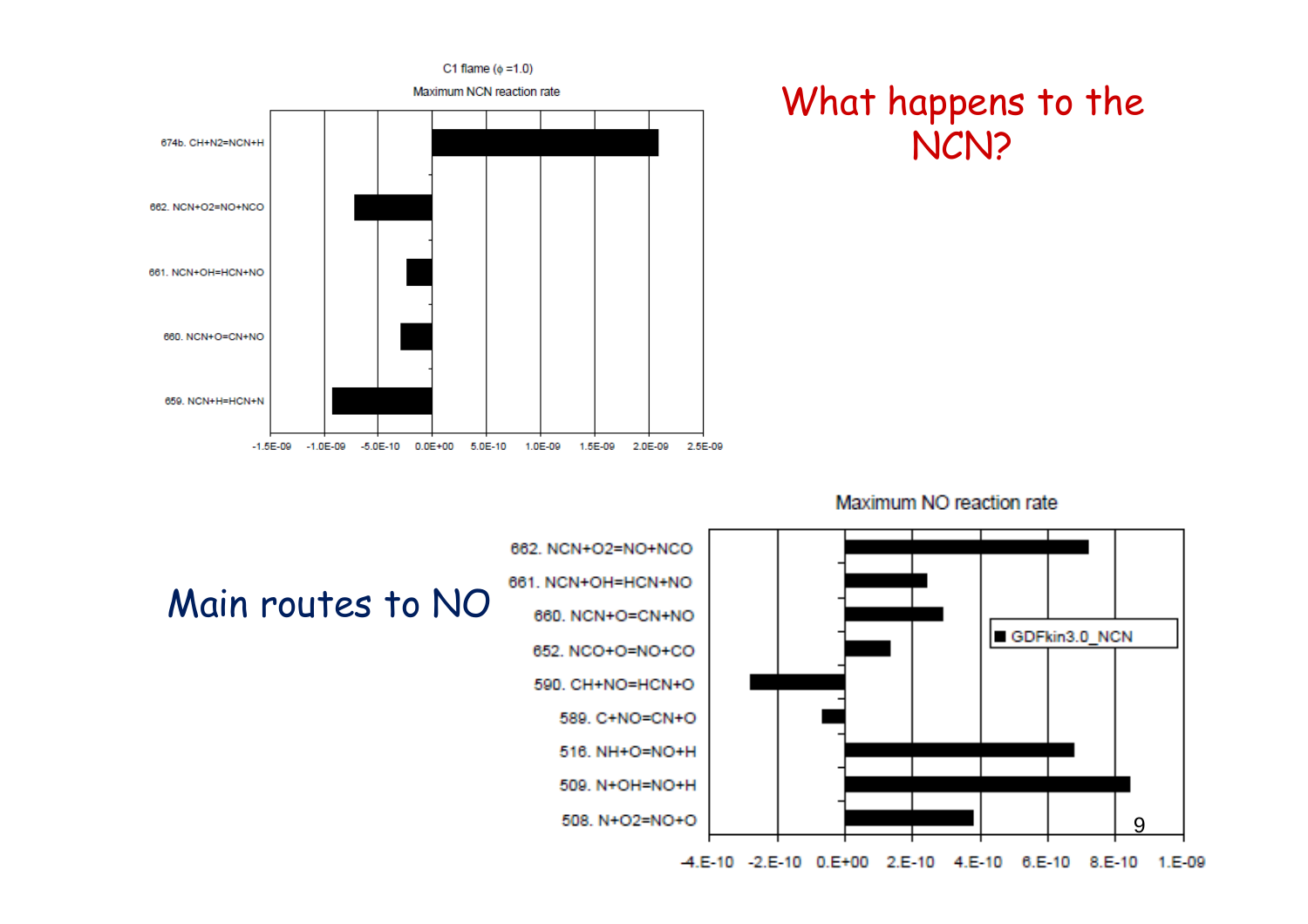**What happens to the NCN?**

C1 flame (φ =1.0)

Maximum NCN reaction rate

- 674b. CH+N2=NCN+H
- 662. NCN+O2=NO+NCO
- 661. NCN+OH=HCN+NO
- 660. NCN+O=CN+NO
- 659. NCN+H=HCN+N

-1.5E-09 -1.0E-09 -5.0E-10 0.0E+00 5.0E-10 1.0E-09 1.5E-09 2.0E-09 2.5E-09

**Main routes to NO**

Maximum NO reaction rate

- 662. NCN+O2=NO+NCO
- 661. NCN+OH=HCN+NO
- 660. NCN+O=CN+NO
- 652. NCO+O=NO+CO
- 590. CH+NO=HCN+O
- 589. C+NO=CN+O
- 516. NH+O=NO+H
- 509. N+OH=NO+H
- 508. N+O2=NO+O

GDFkin3.0_NCN

-4.E-10 -2.E-10 0.E+00 2.E-10 4.E-10 6.E-10 8.E-10 1.E-09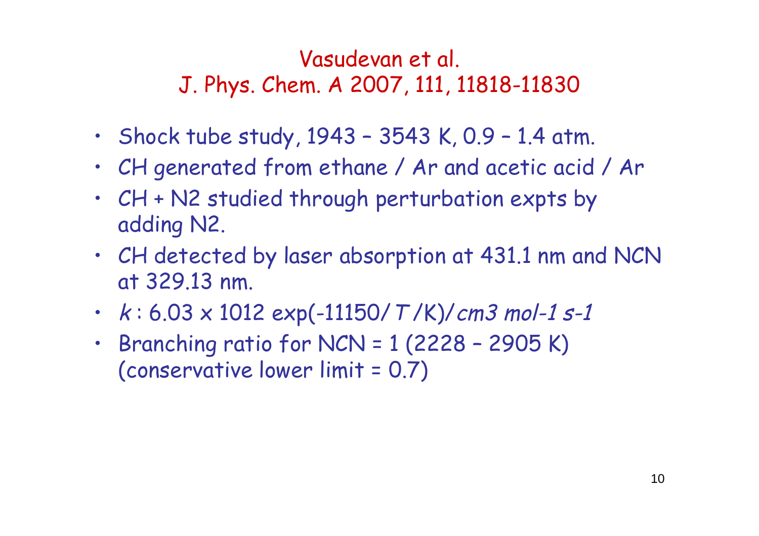## Vasudevan et al.
## J. Phys. Chem. A 2007, 111, 11818-11830

- Shock tube study, 1943 – 3543 K, 0.9 – 1.4 atm.
- CH generated from ethane / Ar and acetic acid / Ar
- CH + $N_2$ studied through perturbation expts by adding $N_2$.
- CH detected by laser absorption at 431.1 nm and NCN at 329.13 nm.
- $k$ : $6.03 \times 10^{12} \exp(-11150/T/\mathrm{K})$/ *$\mathrm{cm^3\ mol^{-1}\ s^{-1}}$*
- Branching ratio for NCN = 1 (2228 – 2905 K) (conservative lower limit = 0.7)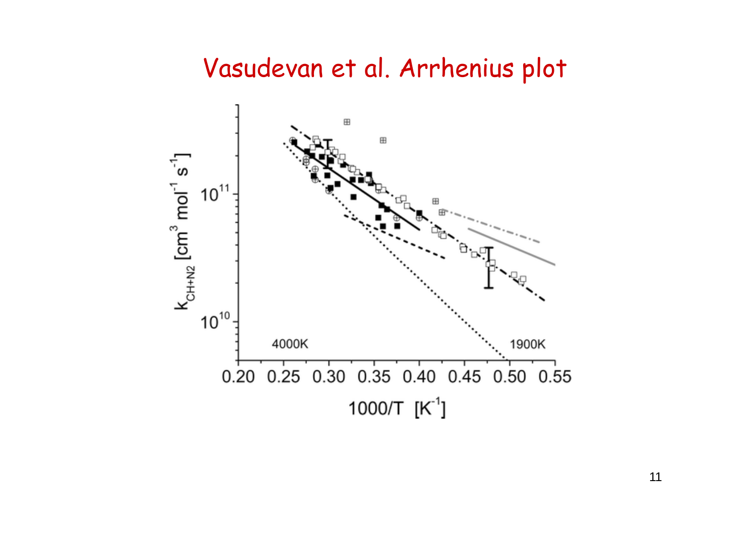# Vasudevan et al. Arrhenius plot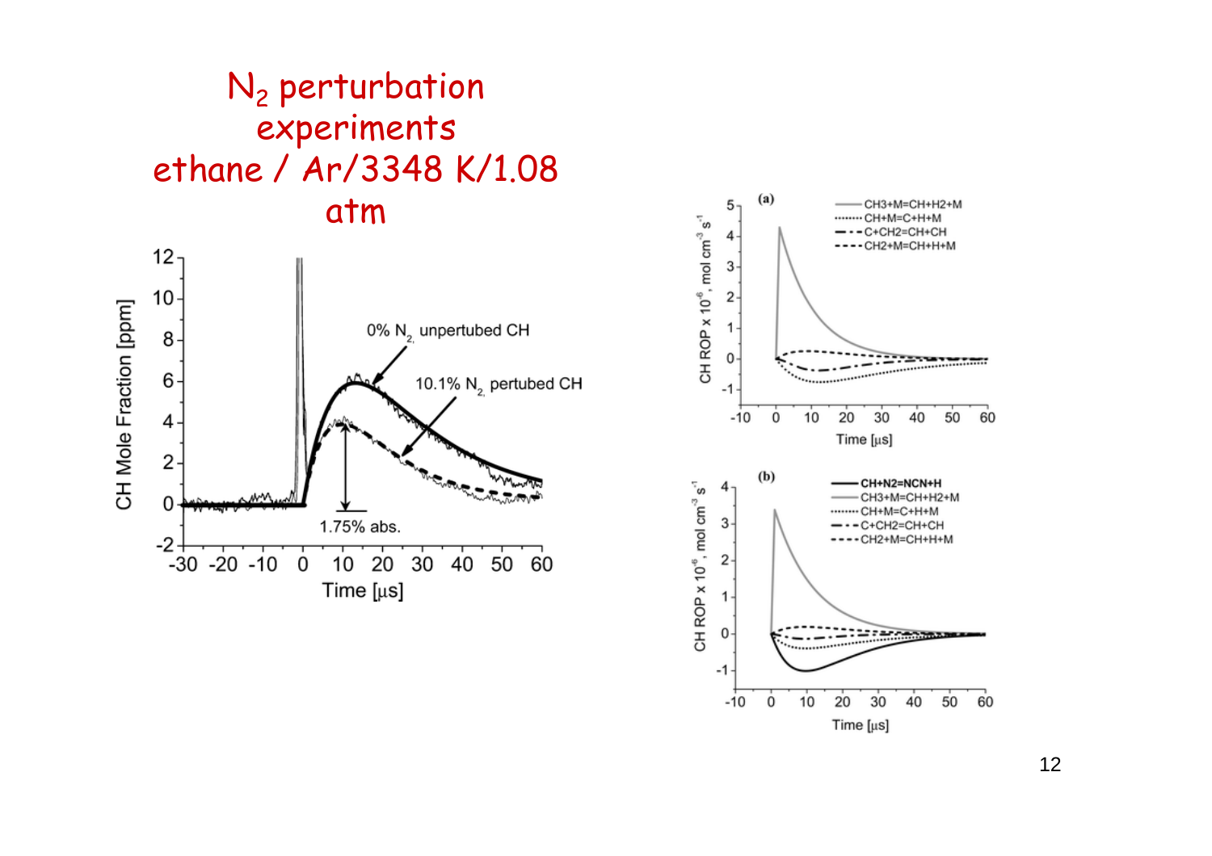# $N_2$ perturbation experiments ethane / Ar/3348 K/1.08 atm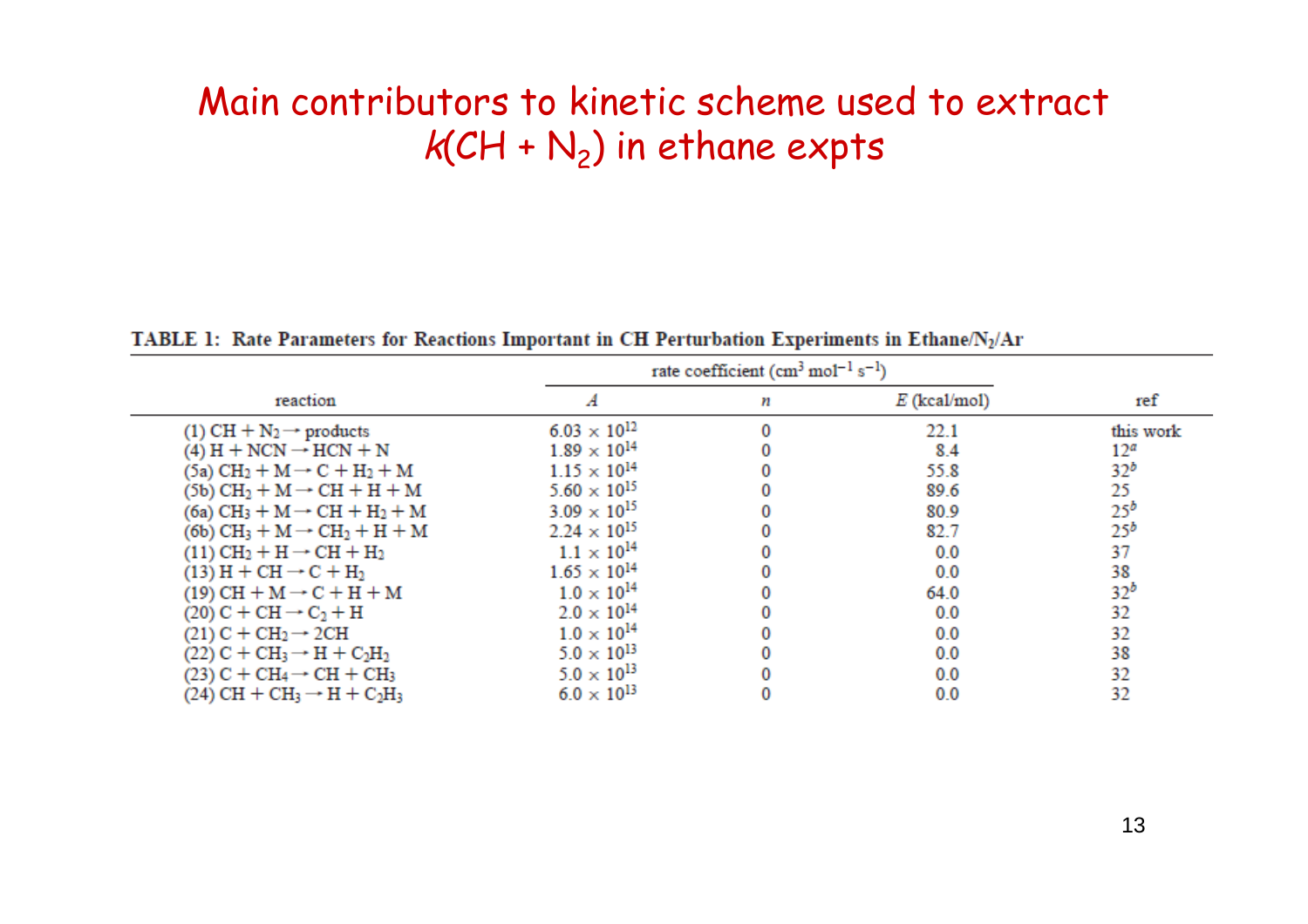# Main contributors to kinetic scheme used to extract $k$(CH + $N_2$) in ethane expts

**TABLE 1: Rate Parameters for Reactions Important in CH Perturbation Experiments in Ethane/$N_2$/Ar**

| reaction | rate coefficient ($cm^3$ $mol^{-1}$ $s^{-1}$) | | | ref |
|---|---|---|---|---|
| | $A$ | $n$ | $E$ (kcal/mol) | |
| (1) CH + $N_2$ → products | $6.03 \times 10^{12}$ | 0 | 22.1 | this work |
| (4) H + NCN → HCN + N | $1.89 \times 10^{14}$ | 0 | 8.4 | 12[a] |
| (5a) $CH_2$ + M → C + $H_2$ + M | $1.15 \times 10^{14}$ | 0 | 55.8 | 32[b] |
| (5b) $CH_2$ + M → CH + H + M | $5.60 \times 10^{15}$ | 0 | 89.6 | 25 |
| (6a) $CH_3$ + M → CH + $H_2$ + M | $3.09 \times 10^{15}$ | 0 | 80.9 | 25[b] |
| (6b) $CH_3$ + M → $CH_2$ + H + M | $2.24 \times 10^{15}$ | 0 | 82.7 | 25[b] |
| (11) $CH_2$ + H → CH + $H_2$ | $1.1 \times 10^{14}$ | 0 | 0.0 | 37 |
| (13) H + CH → C + $H_2$ | $1.65 \times 10^{14}$ | 0 | 0.0 | 38 |
| (19) CH + M → C + H + M | $1.0 \times 10^{14}$ | 0 | 64.0 | 32[b] |
| (20) C + CH → $C_2$ + H | $2.0 \times 10^{14}$ | 0 | 0.0 | 32 |
| (21) C + $CH_2$ → 2CH | $1.0 \times 10^{14}$ | 0 | 0.0 | 32 |
| (22) C + $CH_3$ → H + $C_2H_2$ | $5.0 \times 10^{13}$ | 0 | 0.0 | 38 |
| (23) C + $CH_4$ → CH + $CH_3$ | $5.0 \times 10^{13}$ | 0 | 0.0 | 32 |
| (24) CH + $CH_3$ → H + $C_2H_3$ | $6.0 \times 10^{13}$ | 0 | 0.0 | 32 |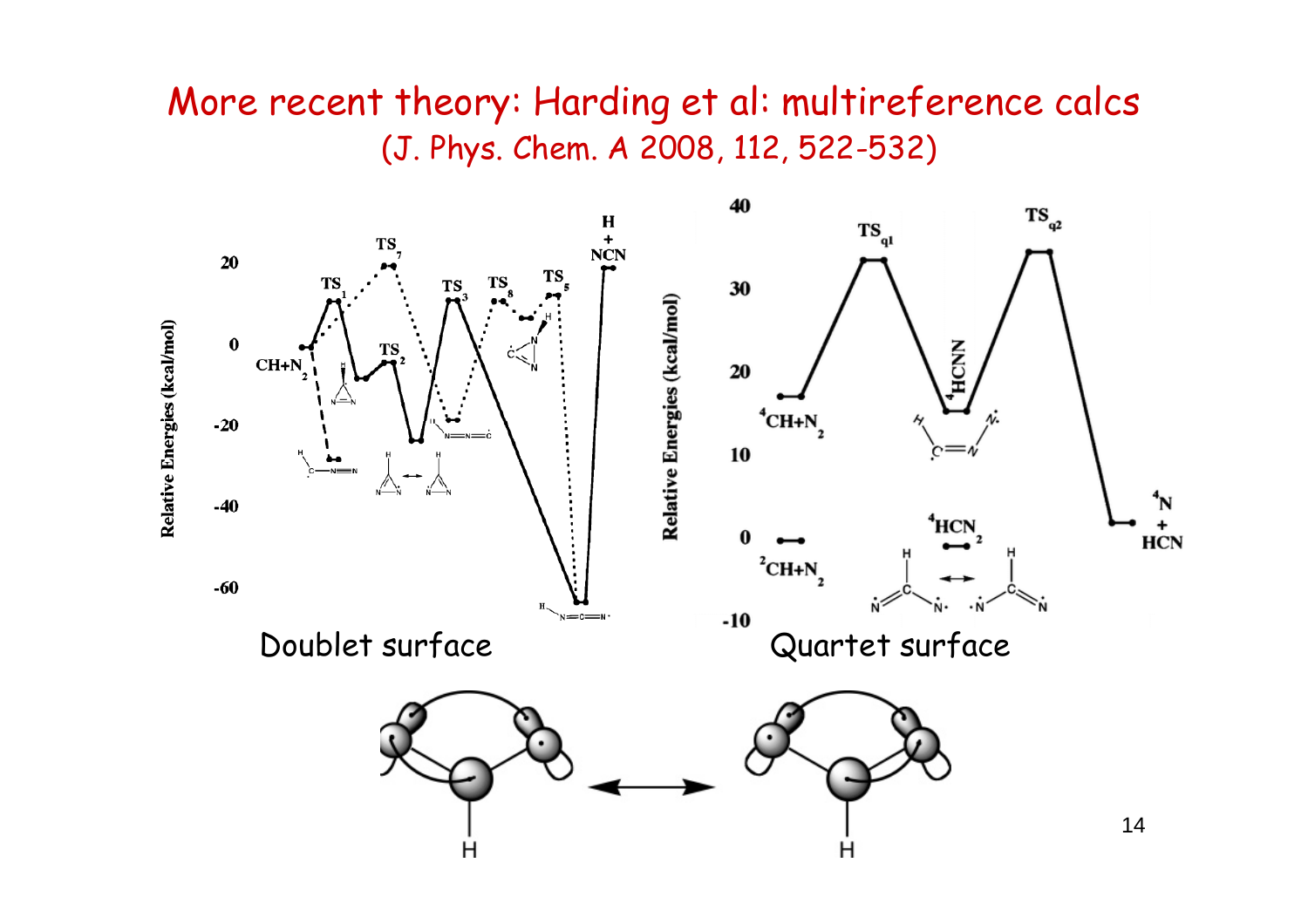# More recent theory: Harding et al: multireference calcs

(J. Phys. Chem. A 2008, 112, 522-532)

Doublet surface

Quartet surface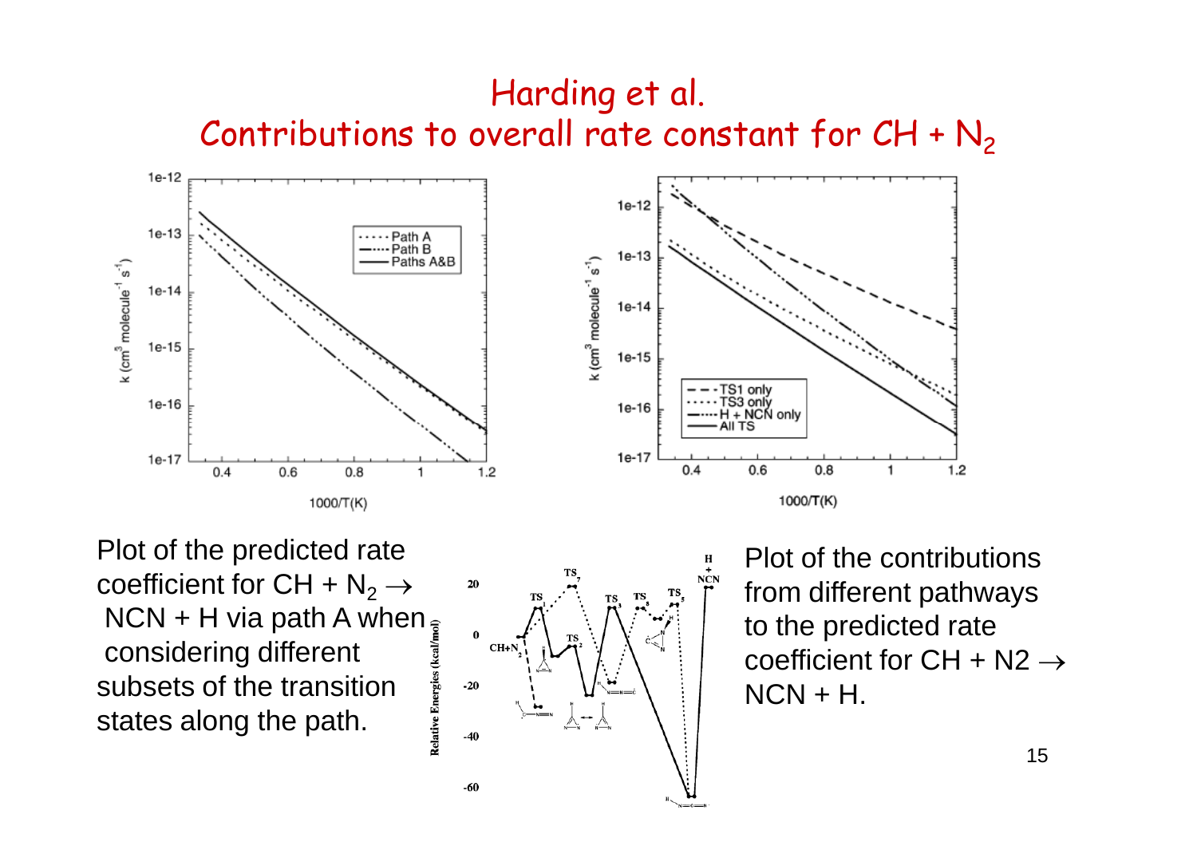# Harding et al.
## Contributions to overall rate constant for CH + $N_2$

Plot of the predicted rate coefficient for CH + $N_2 \rightarrow$ NCN + H via path A when considering different subsets of the transition states along the path.

Plot of the contributions from different pathways to the predicted rate coefficient for CH + N2 $\rightarrow$ NCN + H.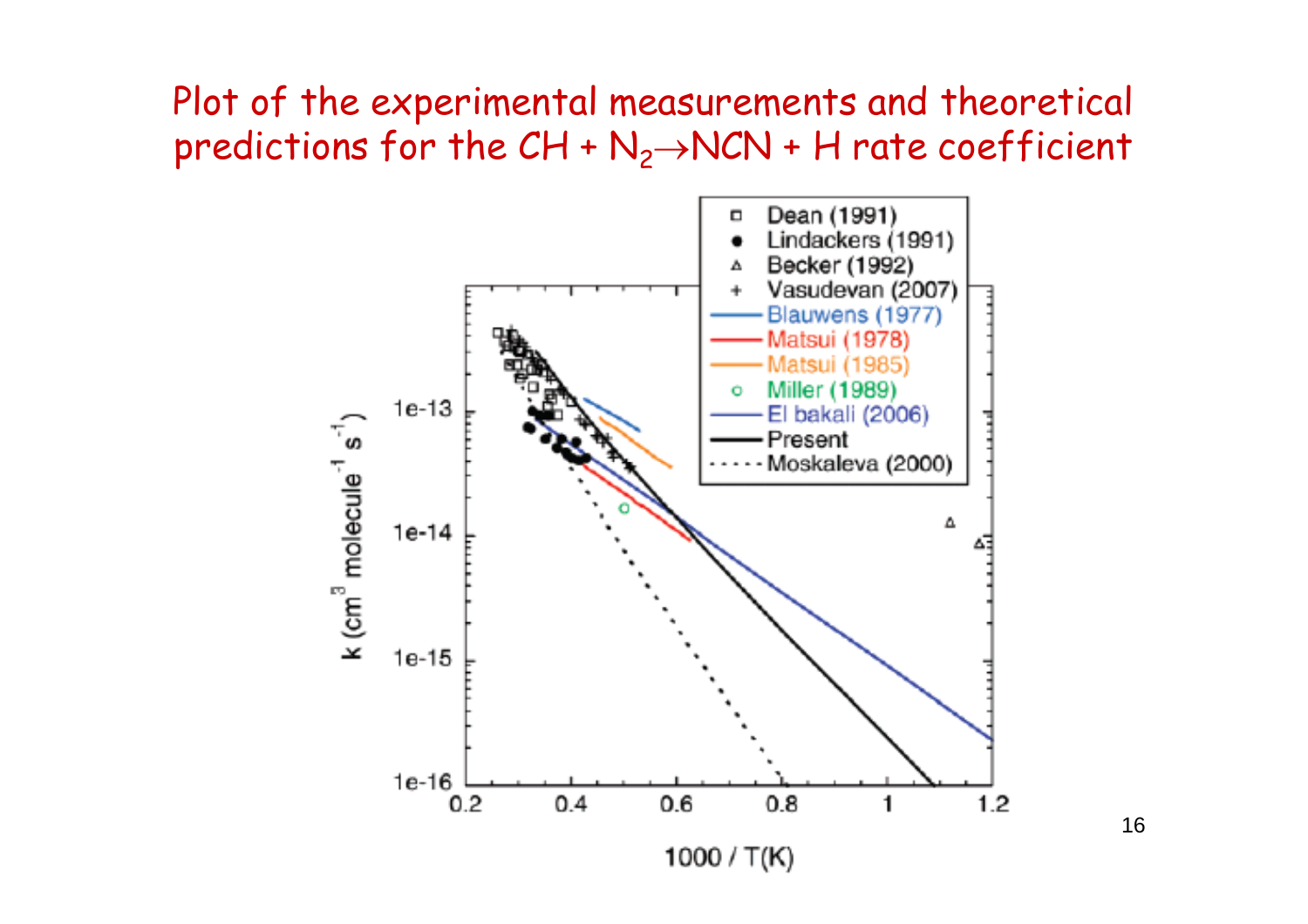# Plot of the experimental measurements and theoretical predictions for the CH + $N_2 \rightarrow$ NCN + H rate coefficient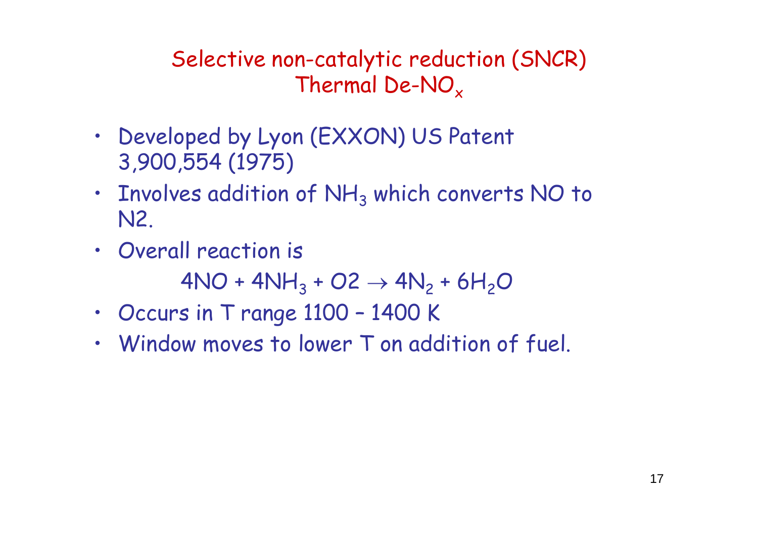## Selective non-catalytic reduction (SNCR)
## Thermal De-$NO_x$

- Developed by Lyon (EXXON) US Patent 3,900,554 (1975)
- Involves addition of $NH_3$ which converts NO to N2.
- Overall reaction is

$$4NO + 4NH_3 + O2 \rightarrow 4N_2 + 6H_2O$$

- Occurs in T range 1100 – 1400 K
- Window moves to lower T on addition of fuel.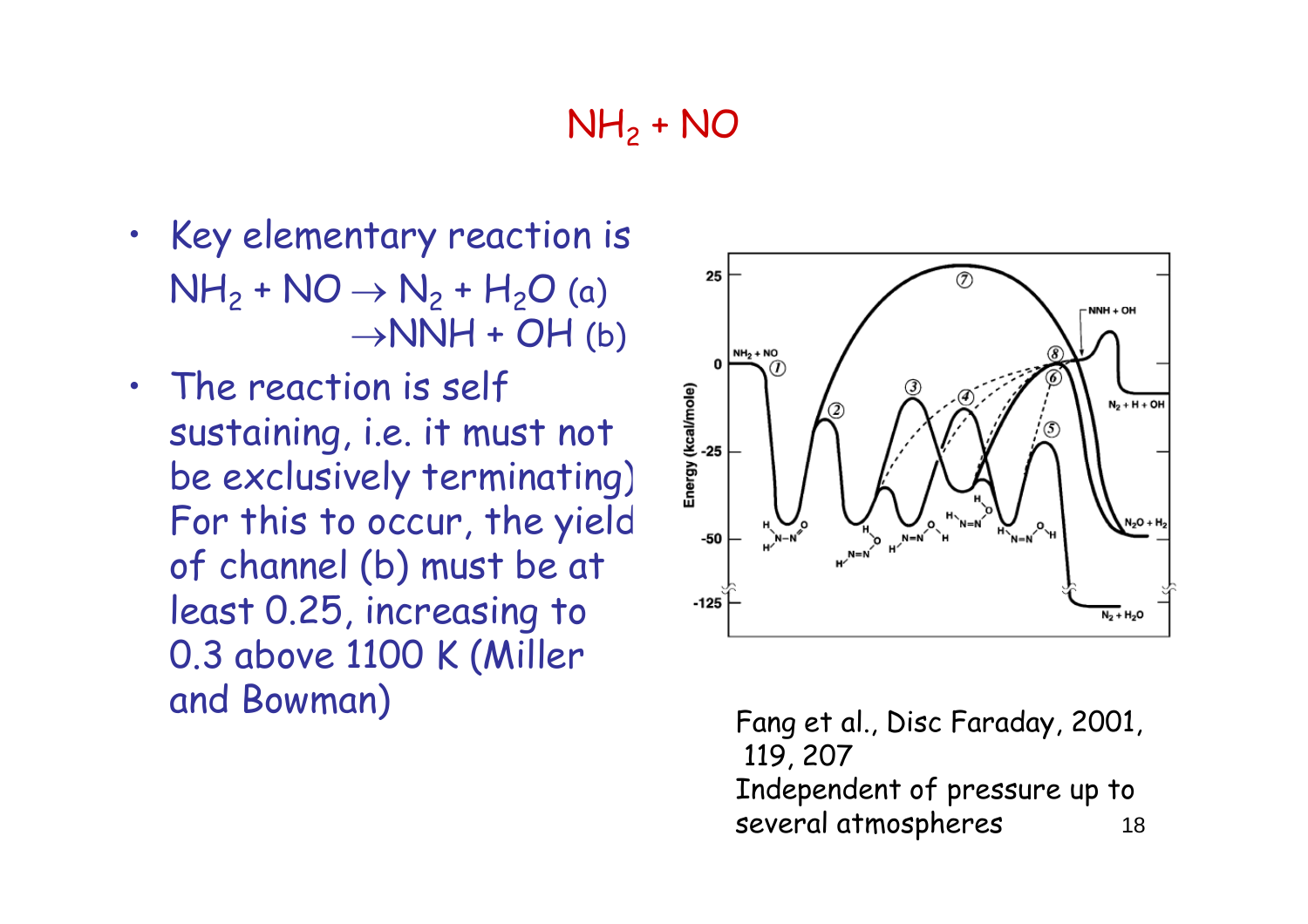# $NH_2 + NO$

- Key elementary reaction is
  $NH_2 + NO \rightarrow N_2 + H_2O$ (a)
  $\rightarrow NNH + OH$ (b)
- The reaction is self sustaining, i.e. it must not be exclusively terminating) For this to occur, the yield of channel (b) must be at least 0.25, increasing to 0.3 above 1100 K (Miller and Bowman)

Fang et al., Disc Faraday, 2001, 119, 207

Independent of pressure up to several atmospheres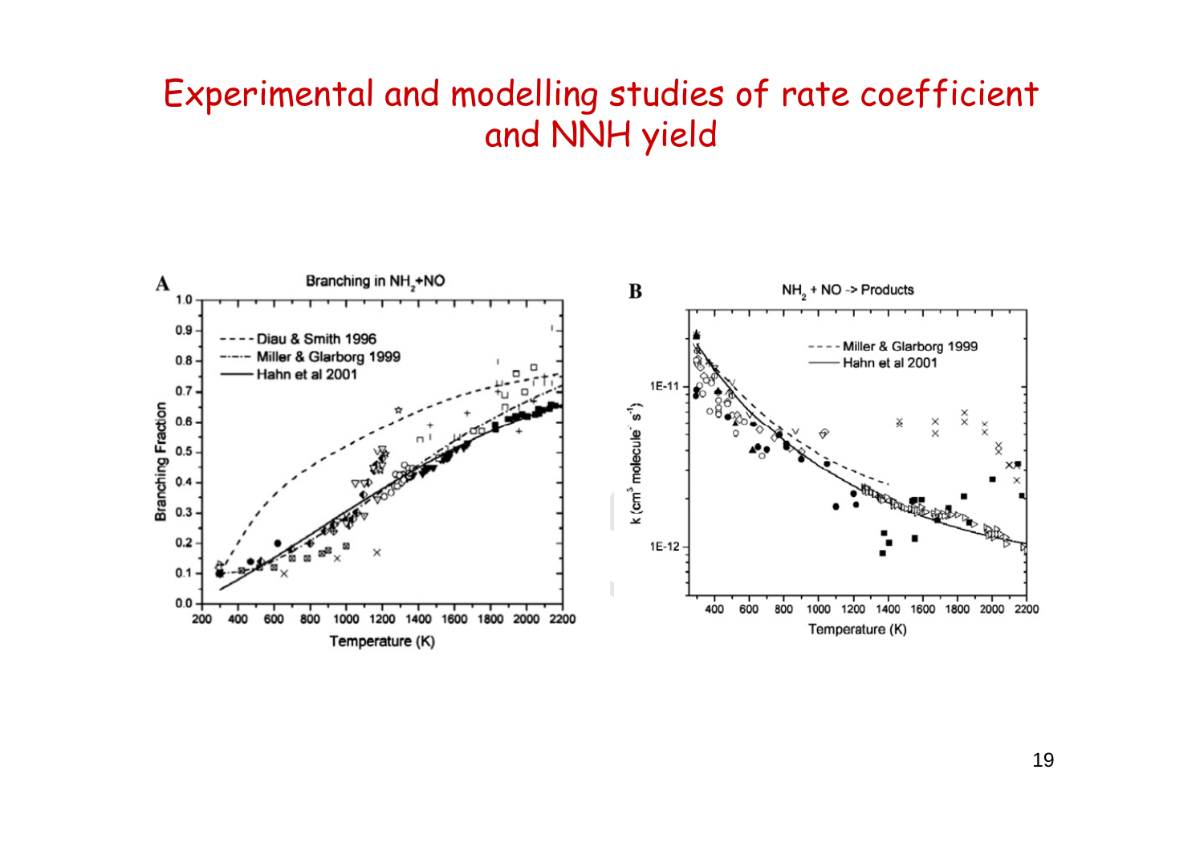# Experimental and modelling studies of rate coefficient and NNH yield

**A** — Branching in $NH_2$+NO

- Diau & Smith 1996
- Miller & Glarborg 1999
- Hahn et al 2001

Branching Fraction vs. Temperature (K)

**B** — $NH_2$ + NO -> Products

- Miller & Glarborg 1999
- Hahn et al 2001

k ($cm^3$ $molecule^{-1}$ $s^{-1}$) vs. Temperature (K)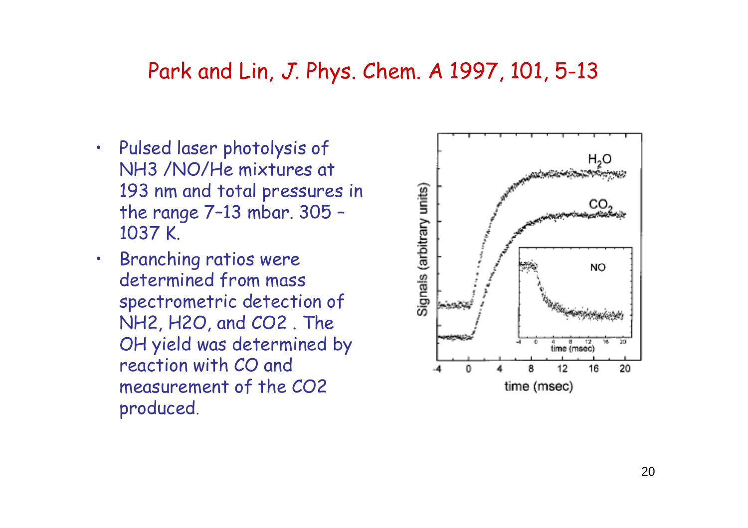# Park and Lin, *J. Phys. Chem. A* 1997, 101, 5-13

- Pulsed laser photolysis of $NH_3$ /NO/He mixtures at 193 nm and total pressures in the range 7–13 mbar. 305 – 1037 K.
- Branching ratios were determined from mass spectrometric detection of $NH_2$, $H_2O$, and $CO_2$ . The OH yield was determined by reaction with CO and measurement of the $CO_2$ produced.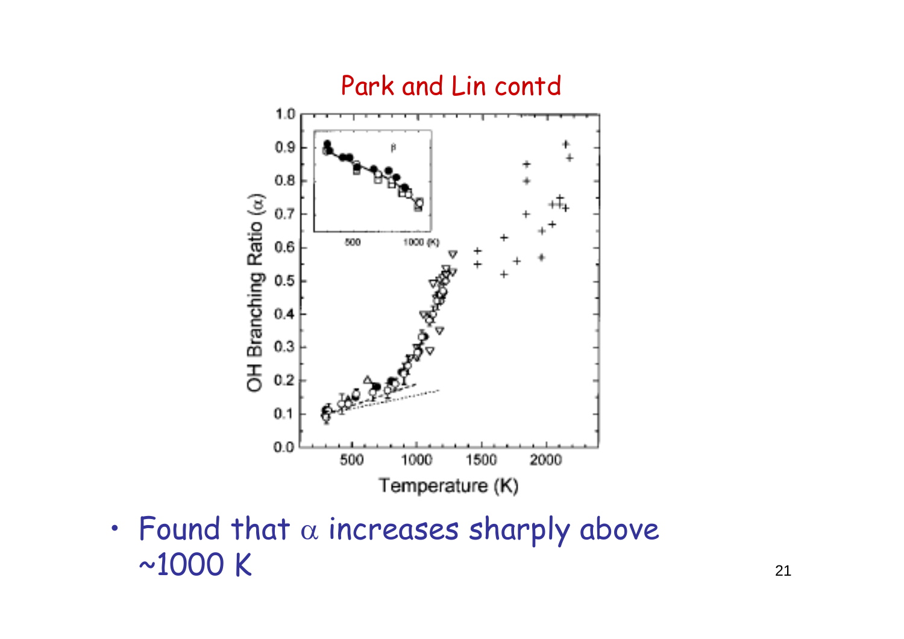# Park and Lin contd

- Found that $\alpha$ increases sharply above ~1000 K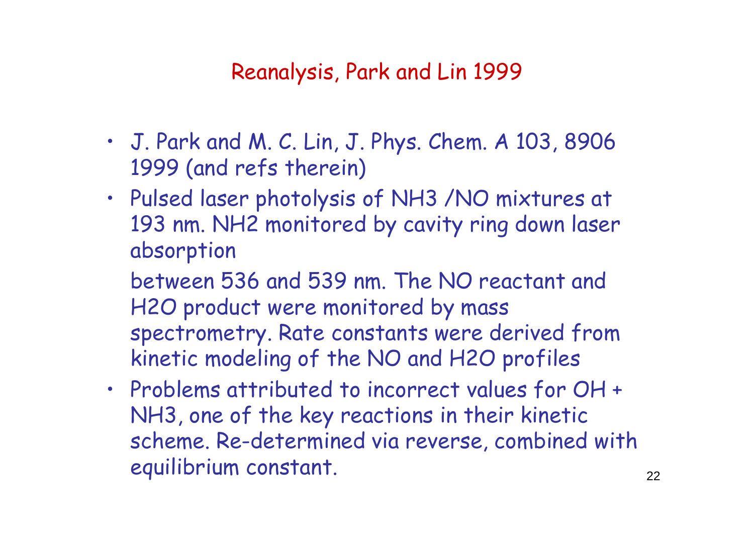## Reanalysis, Park and Lin 1999

- J. Park and M. C. Lin, J. Phys. Chem. A 103, 8906 1999 (and refs therein)
- Pulsed laser photolysis of $NH_3$ /NO mixtures at 193 nm. $NH_2$ monitored by cavity ring down laser absorption

  between 536 and 539 nm. The NO reactant and $H_2O$ product were monitored by mass spectrometry. Rate constants were derived from kinetic modeling of the NO and $H_2O$ profiles
- Problems attributed to incorrect values for OH + $NH_3$, one of the key reactions in their kinetic scheme. Re-determined via reverse, combined with equilibrium constant.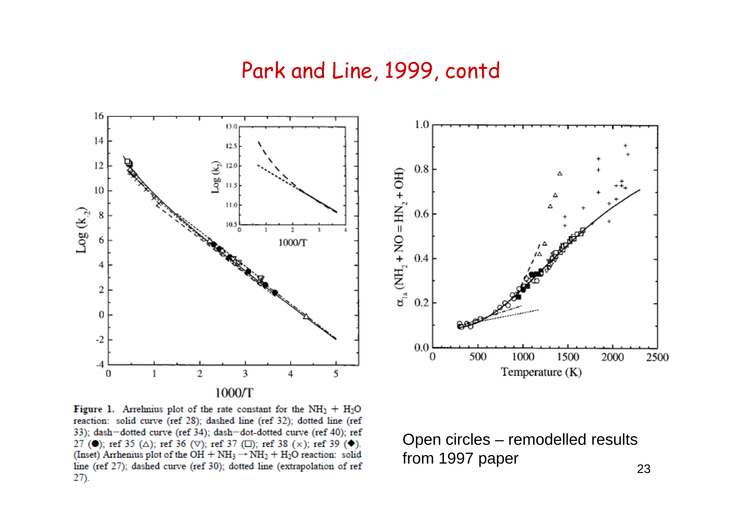# Park and Line, 1999, contd

**Figure 1.** Arrehnius plot of the rate constant for the $NH_2 + H_2O$ reaction: solid curve (ref 28); dashed line (ref 32); dotted line (ref 33); dash−dotted curve (ref 34); dash−dot-dotted curve (ref 40); ref 27 (●); ref 35 (△); ref 36 (▽); ref 37 (□); ref 38 (×); ref 39 (◆). (Inset) Arrhenius plot of the $OH + NH_3 \rightarrow NH_2 + H_2O$ reaction: solid line (ref 27); dashed curve (ref 30); dotted line (extrapolation of ref 27).

Open circles – remodelled results from 1997 paper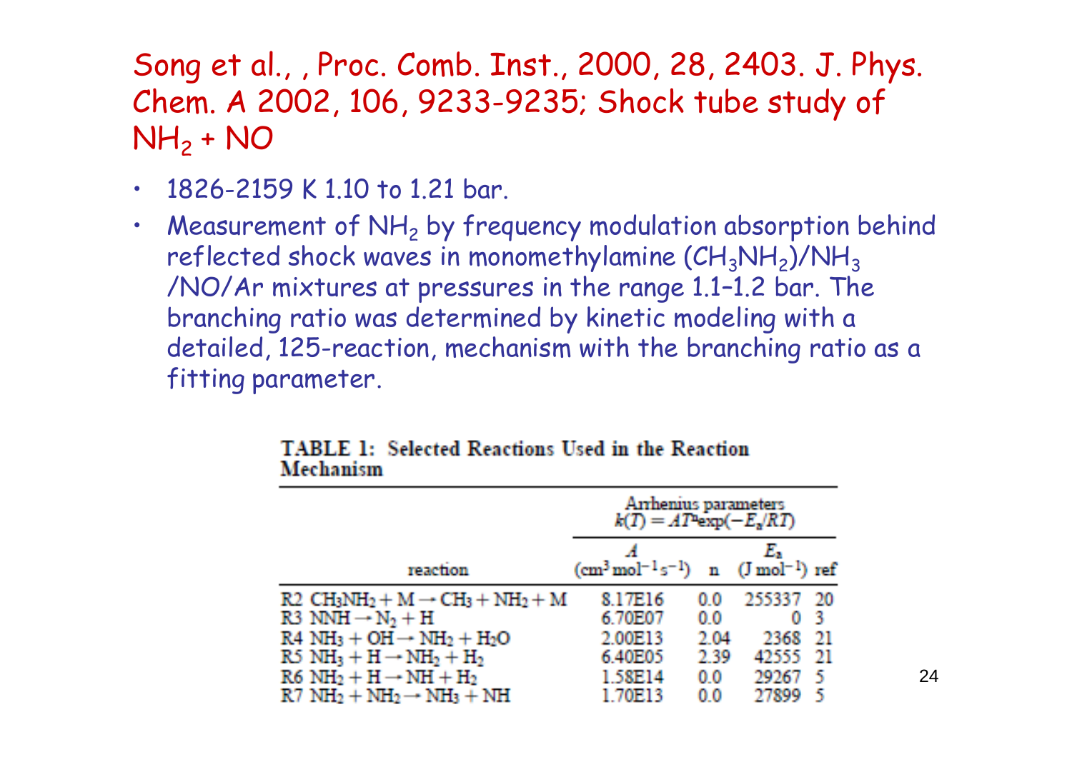# Song et al., , Proc. Comb. Inst., 2000, 28, 2403. J. Phys. Chem. A 2002, 106, 9233-9235; Shock tube study of $NH_2$ + NO

- 1826-2159 K 1.10 to 1.21 bar.
- Measurement of $NH_2$ by frequency modulation absorption behind reflected shock waves in monomethylamine ($CH_3NH_2$)/$NH_3$ /NO/Ar mixtures at pressures in the range 1.1–1.2 bar. The branching ratio was determined by kinetic modeling with a detailed, 125-reaction, mechanism with the branching ratio as a fitting parameter.

**TABLE 1: Selected Reactions Used in the Reaction Mechanism**

| | Arrhenius parameters $k(T) = AT^n\exp(-E_a/RT)$ | | | |
|---|---|---|---|---|
| reaction | $A$ ($cm^3\,mol^{-1}\,s^{-1}$) | n | $E_a$ ($J\,mol^{-1}$) | ref |
| R2 $CH_3NH_2 + M \rightarrow CH_3 + NH_2 + M$ | 8.17E16 | 0.0 | 255337 | 20 |
| R3 $NNH \rightarrow N_2 + H$ | 6.70E07 | 0.0 | 0 | 3 |
| R4 $NH_3 + OH \rightarrow NH_2 + H_2O$ | 2.00E13 | 2.04 | 2368 | 21 |
| R5 $NH_3 + H \rightarrow NH_2 + H_2$ | 6.40E05 | 2.39 | 42555 | 21 |
| R6 $NH_2 + H \rightarrow NH + H_2$ | 1.58E14 | 0.0 | 29267 | 5 |
| R7 $NH_2 + NH_2 \rightarrow NH_3 + NH$ | 1.70E13 | 0.0 | 27899 | 5 |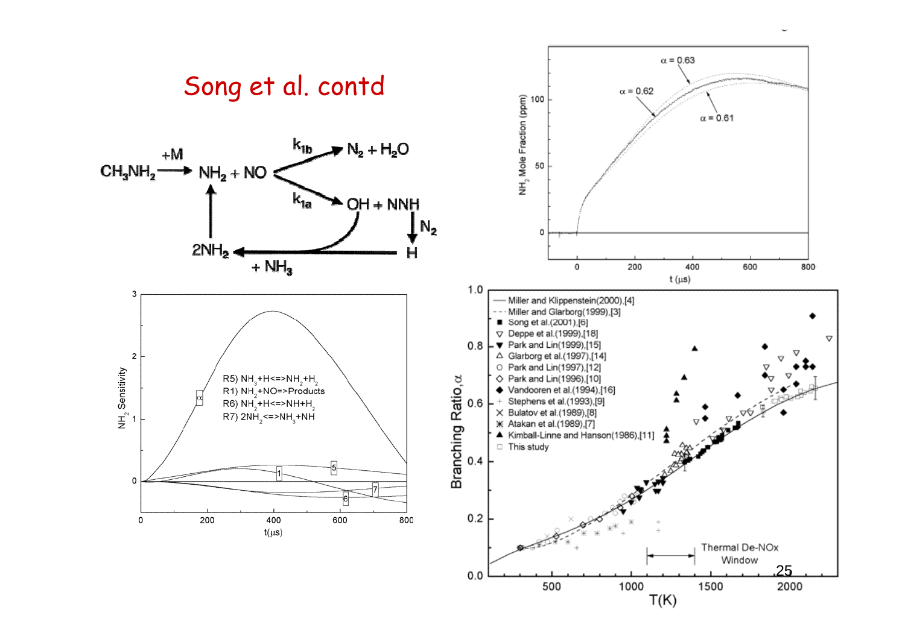# Song et al. contd

$$CH_3NH_2 \xrightarrow{+M} NH_2 + NO$$

$NH_2 + NO \xrightarrow{k_{1b}} N_2 + H_2O$

$NH_2 + NO \xrightarrow{k_{1a}} OH + NNH$

$NNH \rightarrow N_2 + H$

$H + NH_3 \rightarrow 2NH_2$ (with OH)

$2NH_2 \rightarrow NH_2 + NO$

NH$_2$ Mole Fraction (ppm) vs. t (μs): α = 0.63, α = 0.62, α = 0.61

$NH_2$ Sensitivity vs. t(μs):

- α
- R5) $NH_3+H \Leftrightarrow NH_2+H_2$
- R1) $NH_2+NO \Rightarrow$ Products
- R6) $NH_2+H \Leftrightarrow NH+H_2$
- R7) $2NH_2 \Leftrightarrow NH_3+NH$

Branching Ratio, α vs. T(K):

- Miller and Klippenstein(2000),[4]
- Miller and Glarborg(1999),[3]
- Song et al.(2001),[6]
- Deppe et al.(1999),[18]
- Park and Lin(1999),[15]
- Glarborg et al.(1997),[14]
- Park and Lin(1997),[12]
- Park and Lin(1996),[10]
- Vandooren et al.(1994),[16]
- Stephens et al.(1993),[9]
- Bulatov et al.(1989),[8]
- Atakan et al.(1989),[7]
- Kimball-Linne and Hanson(1986),[11]
- This study

Thermal De-NOx Window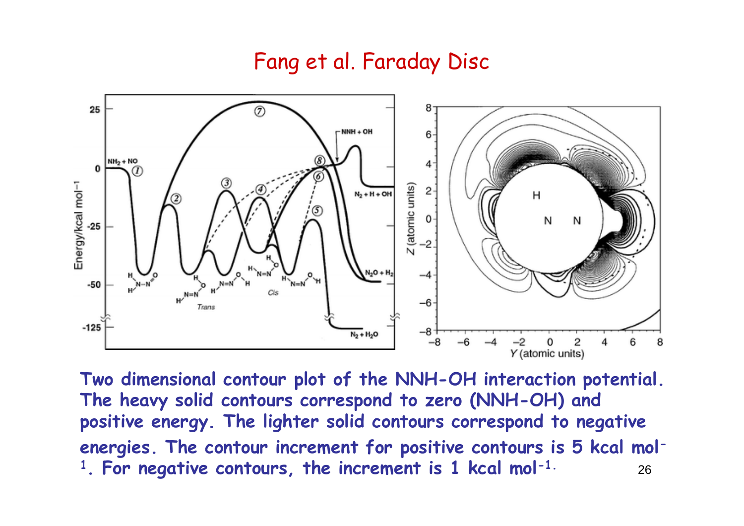# Fang et al. Faraday Disc

**Two dimensional contour plot of the NNH-OH interaction potential. The heavy solid contours correspond to zero (NNH-OH) and positive energy. The lighter solid contours correspond to negative energies. The contour increment for positive contours is 5 kcal mol$^{-1}$. For negative contours, the increment is 1 kcal mol$^{-1}$.**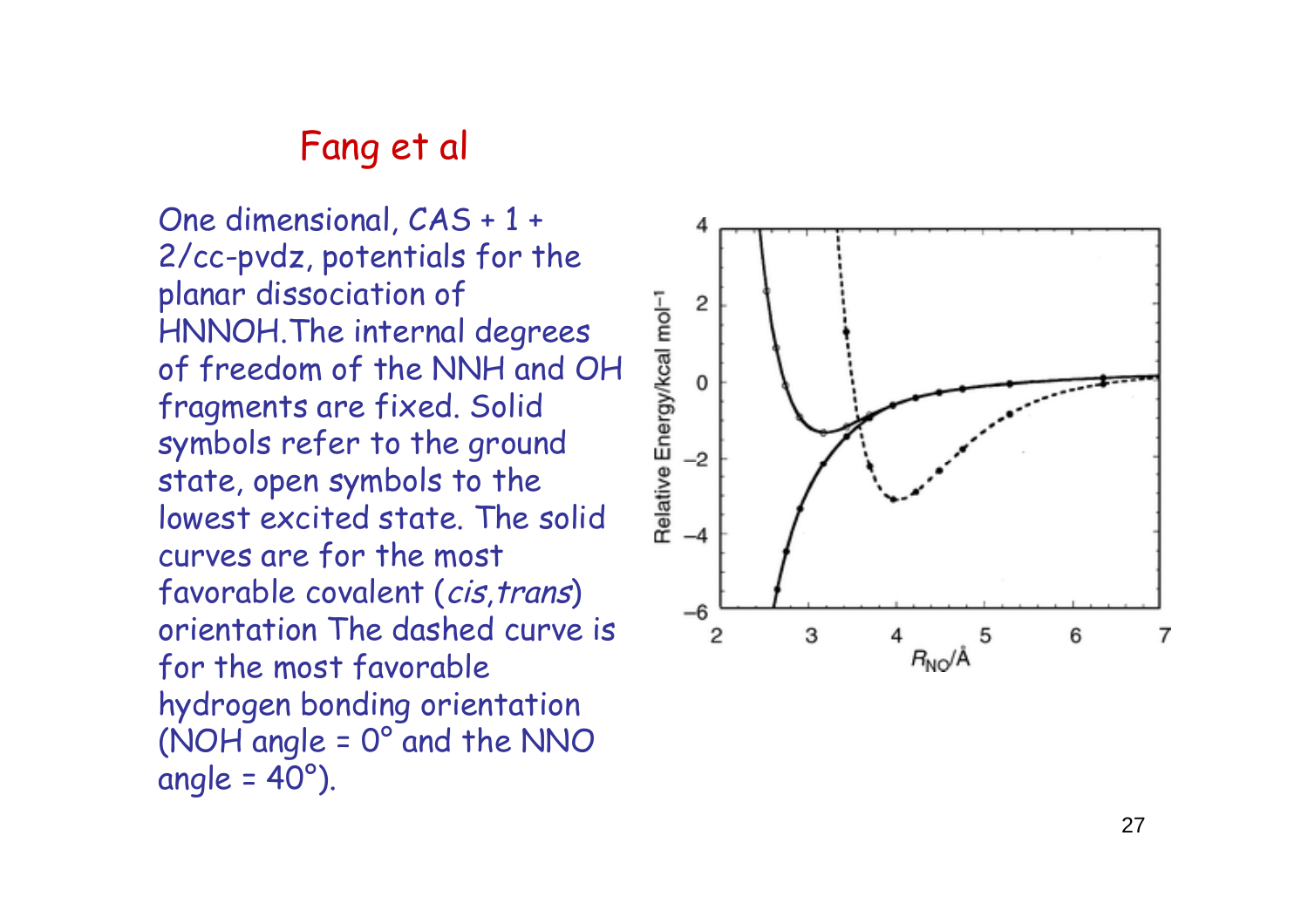# Fang et al

One dimensional, CAS + 1 + 2/cc-pvdz, potentials for the planar dissociation of HNNOH. The internal degrees of freedom of the NNH and OH fragments are fixed. Solid symbols refer to the ground state, open symbols to the lowest excited state. The solid curves are for the most favorable covalent (*cis,trans*) orientation The dashed curve is for the most favorable hydrogen bonding orientation (NOH angle = 0° and the NNO angle = 40°).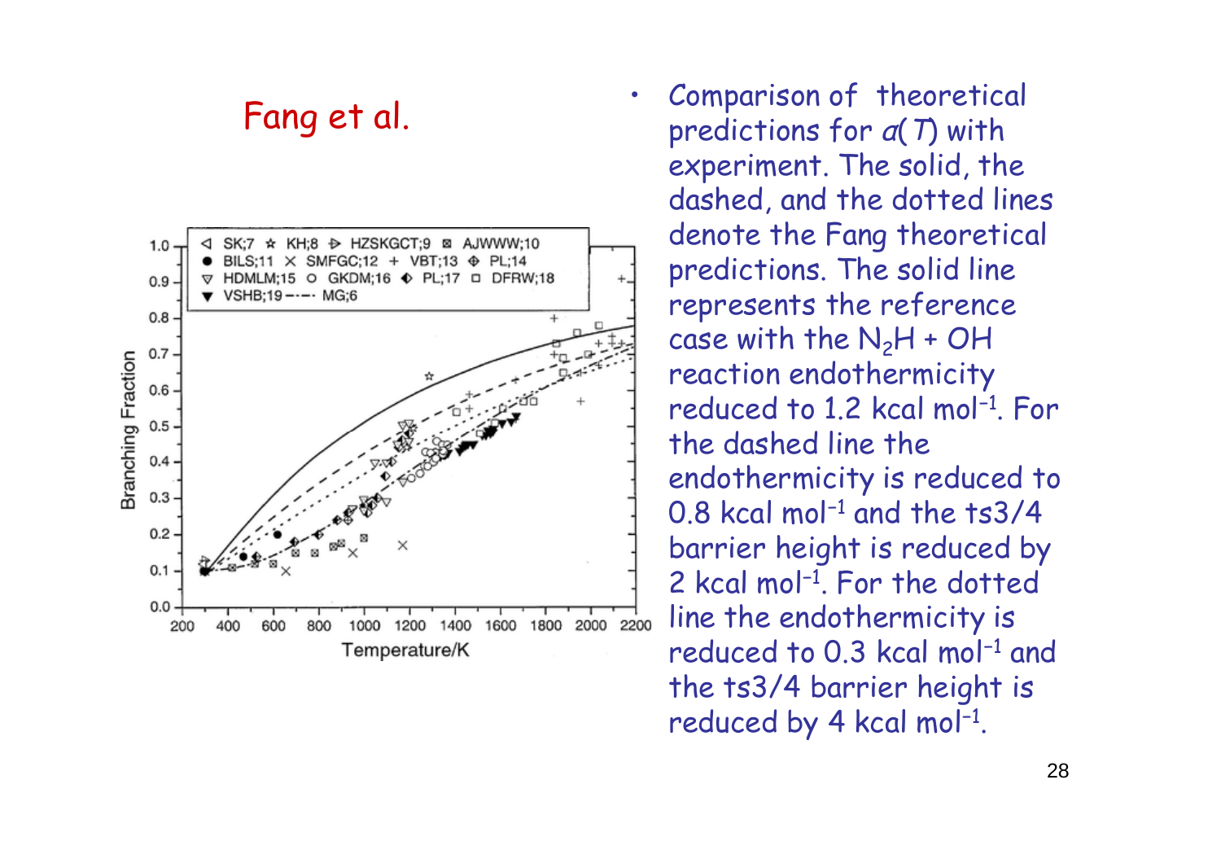## Fang et al.

- Comparison of theoretical predictions for $a(T)$ with experiment. The solid, the dashed, and the dotted lines denote the Fang theoretical predictions. The solid line represents the reference case with the $N_2H$ + OH reaction endothermicity reduced to 1.2 kcal mol$^{-1}$. For the dashed line the endothermicity is reduced to 0.8 kcal mol$^{-1}$ and the ts3/4 barrier height is reduced by 2 kcal mol$^{-1}$. For the dotted line the endothermicity is reduced to 0.3 kcal mol$^{-1}$ and the ts3/4 barrier height is reduced by 4 kcal mol$^{-1}$.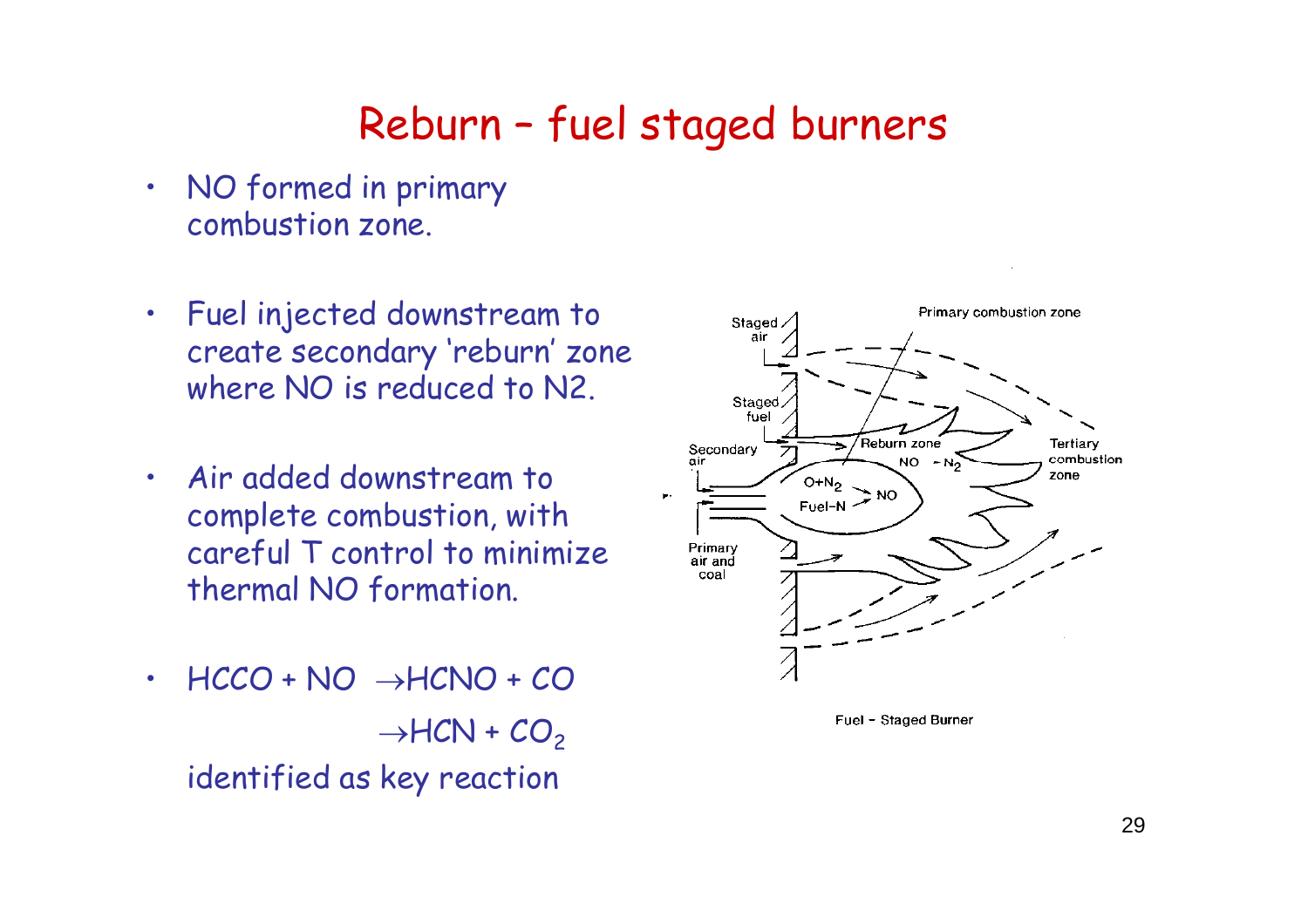# Reburn – fuel staged burners

- NO formed in primary combustion zone.
- Fuel injected downstream to create secondary 'reburn' zone where NO is reduced to N2.
- Air added downstream to complete combustion, with careful T control to minimize thermal NO formation.
- $HCCO + NO \rightarrow HCNO + CO$

  $\rightarrow HCN + CO_2$

  identified as key reaction

Fuel – Staged Burner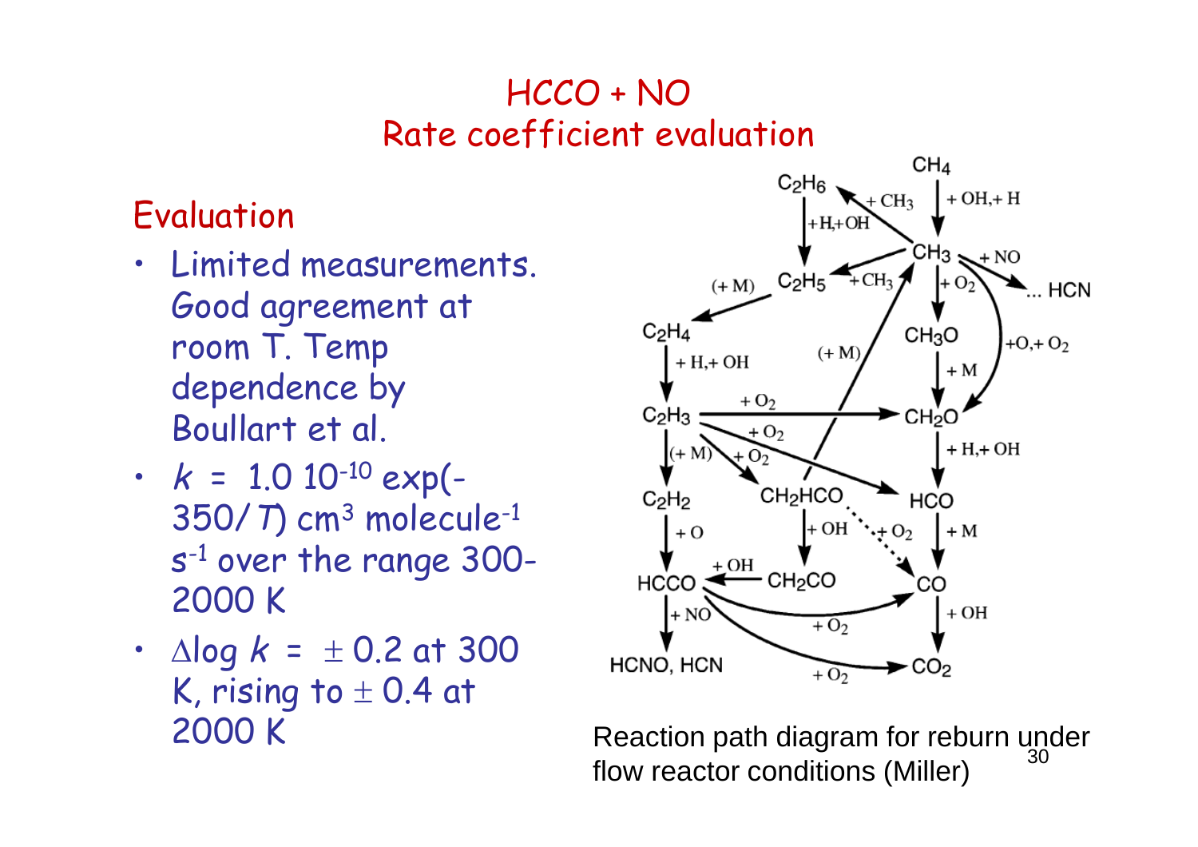# HCCO + NO
## Rate coefficient evaluation

### Evaluation

- Limited measurements. Good agreement at room T. Temp dependence by Boullart et al.
- $k = 1.0\ 10^{-10} \exp(-350/T)$ cm$^3$ molecule$^{-1}$ s$^{-1}$ over the range 300-2000 K
- $\Delta \log k = \pm 0.2$ at 300 K, rising to $\pm 0.4$ at 2000 K

Reaction path diagram for reburn under flow reactor conditions (Miller)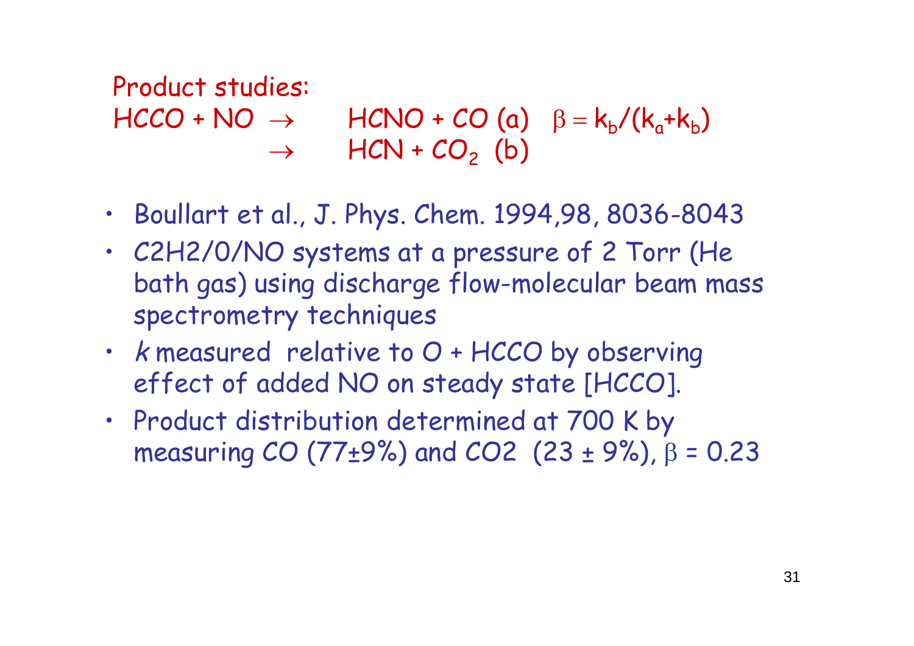Product studies:

$$HCCO + NO \rightarrow HCNO + CO \text{ (a)} \quad \beta = k_b/(k_a+k_b)$$
$$\rightarrow HCN + CO_2 \text{ (b)}$$

- Boullart et al., J. Phys. Chem. 1994,98, 8036-8043
- C2H2/O/NO systems at a pressure of 2 Torr (He bath gas) using discharge flow-molecular beam mass spectrometry techniques
- *k* measured relative to O + HCCO by observing effect of added NO on steady state [HCCO].
- Product distribution determined at 700 K by measuring CO (77±9%) and CO2 (23 ± 9%), $\beta$ = 0.23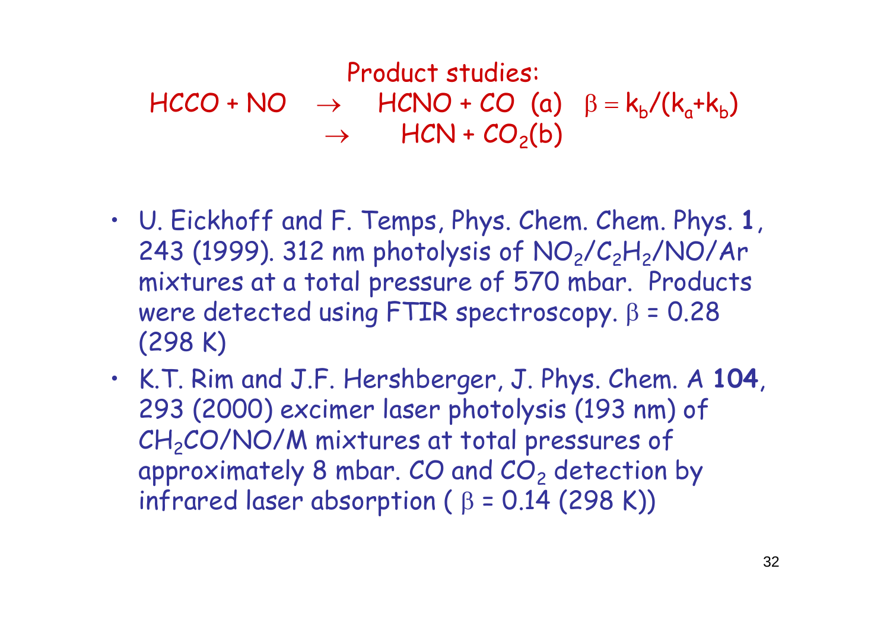## Product studies:

$$HCCO + NO \rightarrow HCNO + CO \text{ (a)} \quad \beta = k_b/(k_a+k_b)$$
$$\rightarrow HCN + CO_2 \text{(b)}$$

- U. Eickhoff and F. Temps, Phys. Chem. Chem. Phys. **1**, 243 (1999). 312 nm photolysis of $NO_2/C_2H_2/NO/Ar$ mixtures at a total pressure of 570 mbar. Products were detected using FTIR spectroscopy. $\beta$ = 0.28 (298 K)
- K.T. Rim and J.F. Hershberger, J. Phys. Chem. A **104**, 293 (2000) excimer laser photolysis (193 nm) of $CH_2CO/NO/M$ mixtures at total pressures of approximately 8 mbar. CO and $CO_2$ detection by infrared laser absorption ( $\beta$ = 0.14 (298 K))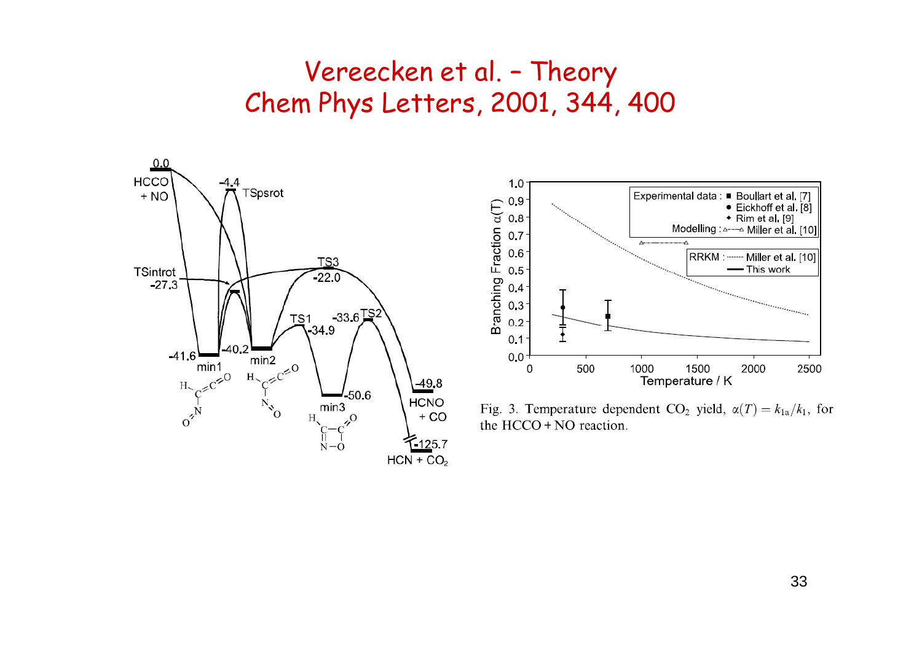# Vereecken et al. – Theory
# Chem Phys Letters, 2001, 344, 400

0.0
HCCO + NO
-4.4
TSpsrot
TSintrot
-27.3
TS3
-22.0
TS1
-34.9
-33.6
TS2
-41.6
min1
-40.2
min2
-50.6
min3
-49.8
HCNO + CO
-125.7
HCN + $CO_2$

1.0
0.9
0.8
0.7
0.6
0.5
0.4
0.3
0.2
0.1
0.0
Branching Fraction $\alpha(T)$
0
500
1000
1500
2000
2500
Temperature / K

Experimental data : ■ Boullart et al. [7]
● Eickhoff et al. [8]
◆ Rim et al. [9]
Modelling : Miller et al. [10]
RRKM : Miller et al. [10]
This work

Fig. 3. Temperature dependent $CO_2$ yield, $\alpha(T) = k_{1a}/k_1$, for the HCCO + NO reaction.